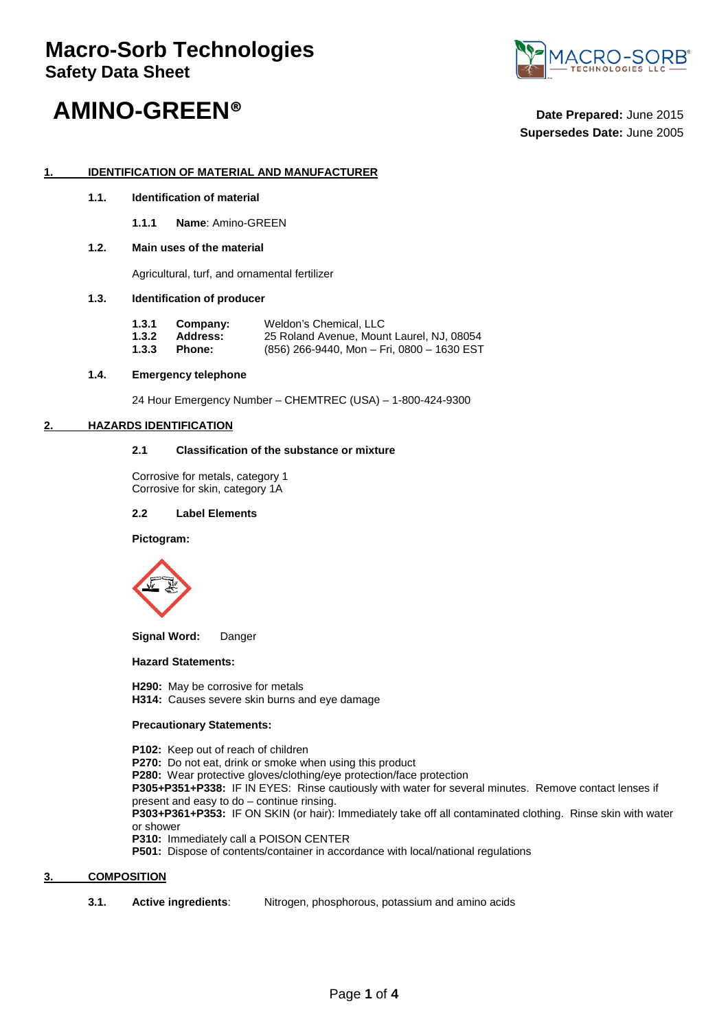# Macro-Sorb Technologies

## Safety Data Sheet

# AMINO-GREEN®

**Date Prepared:** June 2015
**Supersedes Date:** June 2005

## 1. IDENTIFICATION OF MATERIAL AND MANUFACTURER

### 1.1. Identification of material

**1.1.1 Name**: Amino-GREEN

### 1.2. Main uses of the material

Agricultural, turf, and ornamental fertilizer

### 1.3. Identification of producer

| | | |
|---|---|---|
| **1.3.1** | **Company:** | Weldon's Chemical, LLC |
| **1.3.2** | **Address:** | 25 Roland Avenue, Mount Laurel, NJ, 08054 |
| **1.3.3** | **Phone:** | (856) 266-9440, Mon – Fri, 0800 – 1630 EST |

### 1.4. Emergency telephone

24 Hour Emergency Number – CHEMTREC (USA) – 1-800-424-9300

## 2. HAZARDS IDENTIFICATION

### 2.1 Classification of the substance or mixture

Corrosive for metals, category 1
Corrosive for skin, category 1A

### 2.2 Label Elements

**Pictogram:**

**Signal Word:** Danger

**Hazard Statements:**

**H290:** May be corrosive for metals
**H314:** Causes severe skin burns and eye damage

**Precautionary Statements:**

**P102:** Keep out of reach of children
**P270:** Do not eat, drink or smoke when using this product
**P280:** Wear protective gloves/clothing/eye protection/face protection
**P305+P351+P338:** IF IN EYES: Rinse cautiously with water for several minutes. Remove contact lenses if present and easy to do – continue rinsing.
**P303+P361+P353:** IF ON SKIN (or hair): Immediately take off all contaminated clothing. Rinse skin with water or shower
**P310:** Immediately call a POISON CENTER
**P501:** Dispose of contents/container in accordance with local/national regulations

## 3. COMPOSITION

**3.1. Active ingredients**: Nitrogen, phosphorous, potassium and amino acids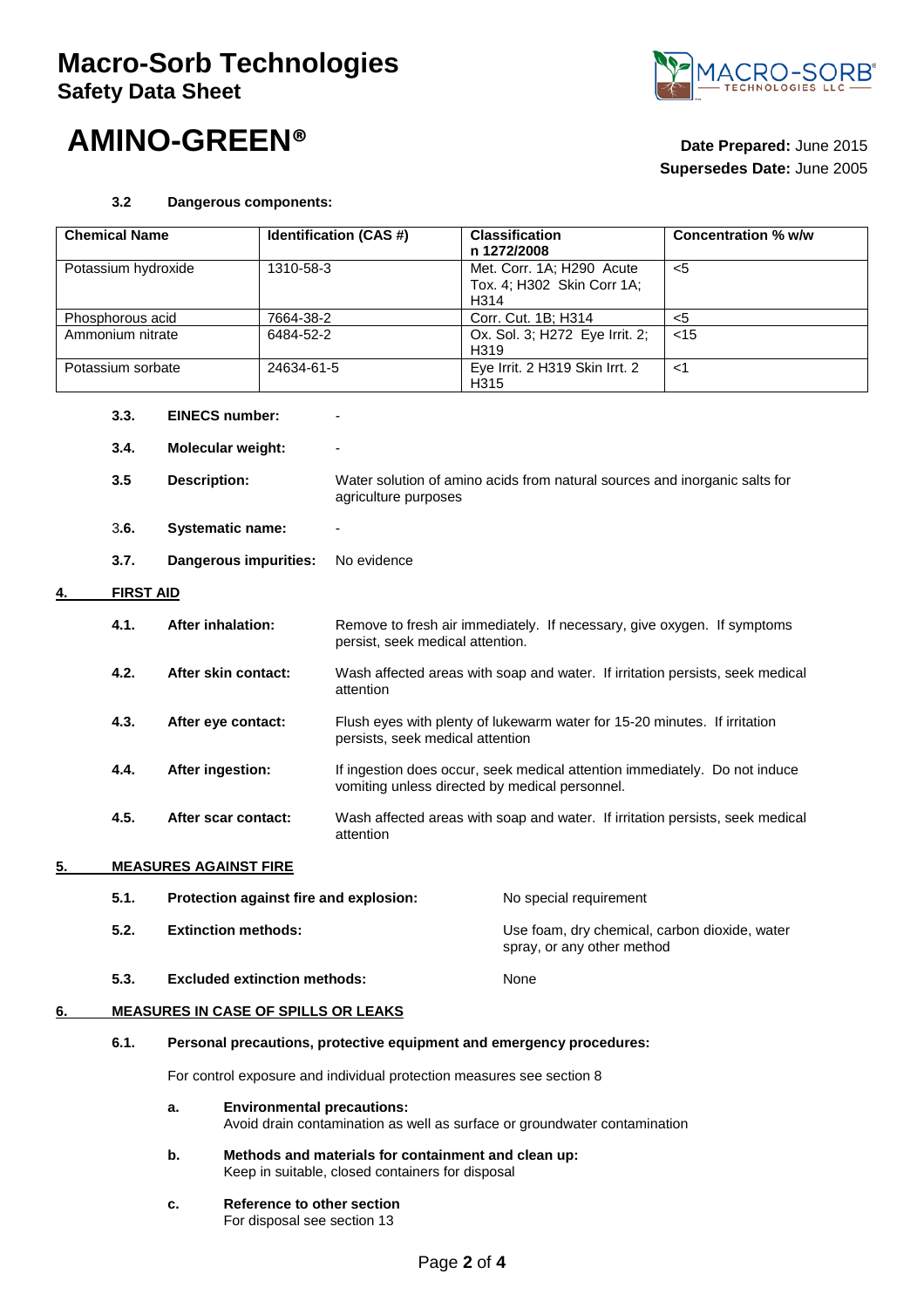# Macro-Sorb Technologies

## Safety Data Sheet

# AMINO-GREEN®

**Date Prepared:** June 2015
**Supersedes Date:** June 2005

**3.2 Dangerous components:**

| Chemical Name | Identification (CAS #) | Classification n 1272/2008 | Concentration % w/w |
|---|---|---|---|
| Potassium hydroxide | 1310-58-3 | Met. Corr. 1A; H290 Acute Tox. 4; H302 Skin Corr 1A; H314 | <5 |
| Phosphorous acid | 7664-38-2 | Corr. Cut. 1B; H314 | <5 |
| Ammonium nitrate | 6484-52-2 | Ox. Sol. 3; H272 Eye Irrit. 2; H319 | <15 |
| Potassium sorbate | 24634-61-5 | Eye Irrit. 2 H319 Skin Irrt. 2 H315 | <1 |

**3.3. EINECS number:** -

**3.4. Molecular weight:** -

**3.5 Description:** Water solution of amino acids from natural sources and inorganic salts for agriculture purposes

**3.6. Systematic name:** -

**3.7. Dangerous impurities:** No evidence

## 4. FIRST AID

**4.1. After inhalation:** Remove to fresh air immediately. If necessary, give oxygen. If symptoms persist, seek medical attention.

**4.2. After skin contact:** Wash affected areas with soap and water. If irritation persists, seek medical attention

**4.3. After eye contact:** Flush eyes with plenty of lukewarm water for 15-20 minutes. If irritation persists, seek medical attention

**4.4. After ingestion:** If ingestion does occur, seek medical attention immediately. Do not induce vomiting unless directed by medical personnel.

**4.5. After scar contact:** Wash affected areas with soap and water. If irritation persists, seek medical attention

## 5. MEASURES AGAINST FIRE

**5.1. Protection against fire and explosion:** No special requirement

**5.2. Extinction methods:** Use foam, dry chemical, carbon dioxide, water spray, or any other method

**5.3. Excluded extinction methods:** None

## 6. MEASURES IN CASE OF SPILLS OR LEAKS

**6.1. Personal precautions, protective equipment and emergency procedures:**

For control exposure and individual protection measures see section 8

**a. Environmental precautions:**
Avoid drain contamination as well as surface or groundwater contamination

**b. Methods and materials for containment and clean up:**
Keep in suitable, closed containers for disposal

**c. Reference to other section**
For disposal see section 13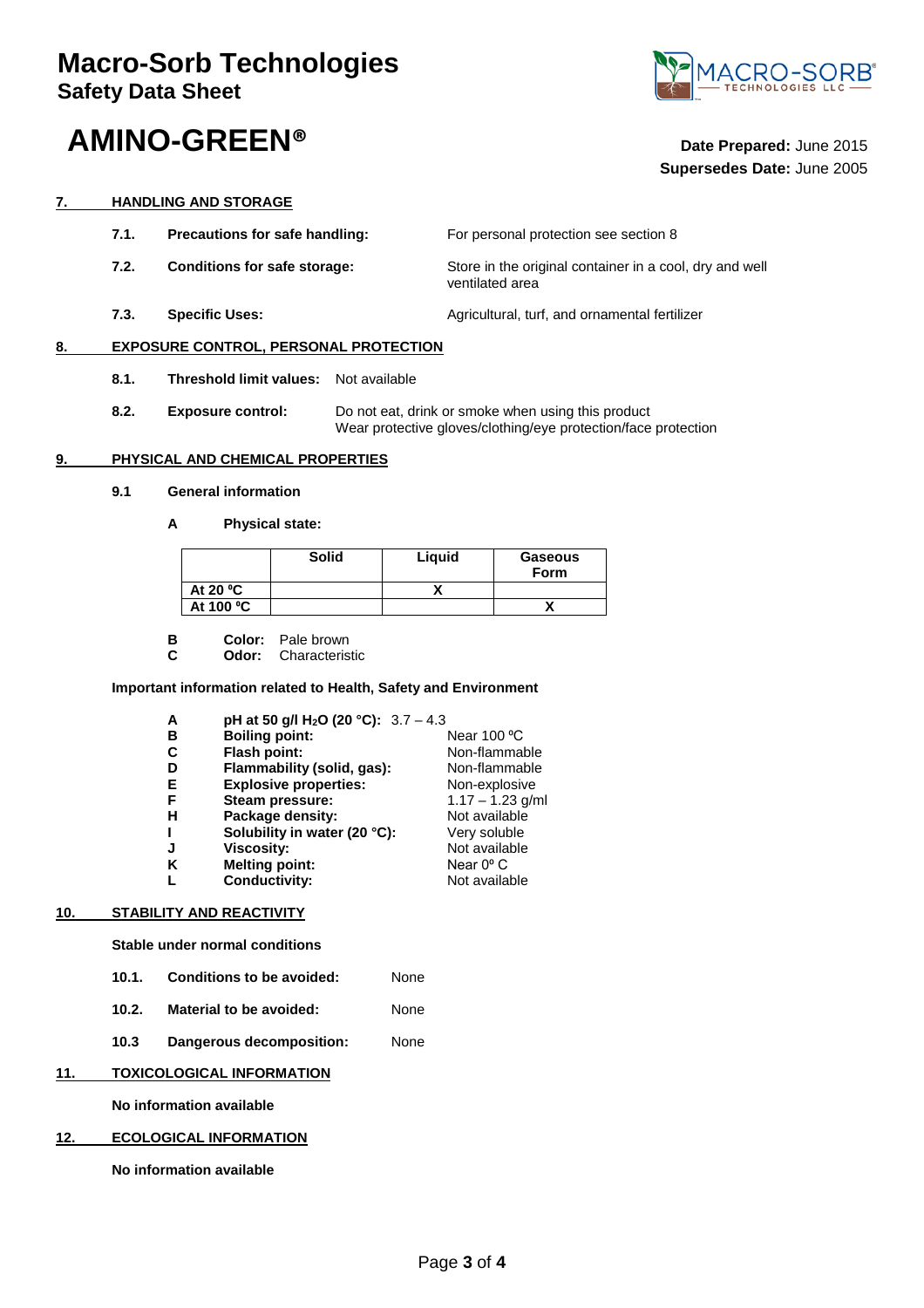# Macro-Sorb Technologies

## Safety Data Sheet

# AMINO-GREEN®

**Date Prepared:** June 2015
**Supersedes Date:** June 2005

## 7. HANDLING AND STORAGE

**7.1. Precautions for safe handling:** For personal protection see section 8

**7.2. Conditions for safe storage:** Store in the original container in a cool, dry and well ventilated area

**7.3. Specific Uses:** Agricultural, turf, and ornamental fertilizer

## 8. EXPOSURE CONTROL, PERSONAL PROTECTION

**8.1. Threshold limit values:** Not available

**8.2. Exposure control:** Do not eat, drink or smoke when using this product
Wear protective gloves/clothing/eye protection/face protection

## 9. PHYSICAL AND CHEMICAL PROPERTIES

### 9.1 General information

**A Physical state:**

| | Solid | Liquid | Gaseous Form |
|---|---|---|---|
| At 20 ºC | | X | |
| At 100 ºC | | | X |

**B Color:** Pale brown
**C Odor:** Characteristic

**Important information related to Health, Safety and Environment**

- **A pH at 50 g/l $H_2O$ (20 °C):** 3.7 – 4.3
- **B Boiling point:** Near 100 ºC
- **C Flash point:** Non-flammable
- **D Flammability (solid, gas):** Non-flammable
- **E Explosive properties:** Non-explosive
- **F Steam pressure:** 1.17 – 1.23 g/ml
- **H Package density:** Not available
- **I Solubility in water (20 °C):** Very soluble
- **J Viscosity:** Not available
- **K Melting point:** Near 0º C
- **L Conductivity:** Not available

## 10. STABILITY AND REACTIVITY

**Stable under normal conditions**

**10.1. Conditions to be avoided:** None

**10.2. Material to be avoided:** None

**10.3 Dangerous decomposition:** None

## 11. TOXICOLOGICAL INFORMATION

**No information available**

## 12. ECOLOGICAL INFORMATION

**No information available**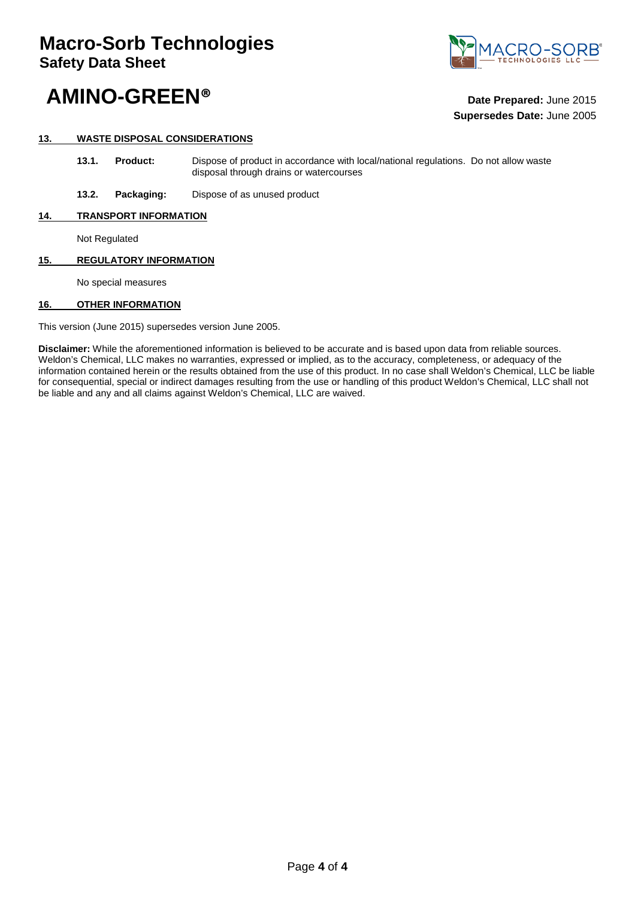## 13. WASTE DISPOSAL CONSIDERATIONS

**13.1. Product:** Dispose of product in accordance with local/national regulations. Do not allow waste disposal through drains or watercourses

**13.2. Packaging:** Dispose of as unused product

## 14. TRANSPORT INFORMATION

Not Regulated

## 15. REGULATORY INFORMATION

No special measures

## 16. OTHER INFORMATION

This version (June 2015) supersedes version June 2005.

**Disclaimer:** While the aforementioned information is believed to be accurate and is based upon data from reliable sources. Weldon's Chemical, LLC makes no warranties, expressed or implied, as to the accuracy, completeness, or adequacy of the information contained herein or the results obtained from the use of this product. In no case shall Weldon's Chemical, LLC be liable for consequential, special or indirect damages resulting from the use or handling of this product Weldon's Chemical, LLC shall not be liable and any and all claims against Weldon's Chemical, LLC are waived.